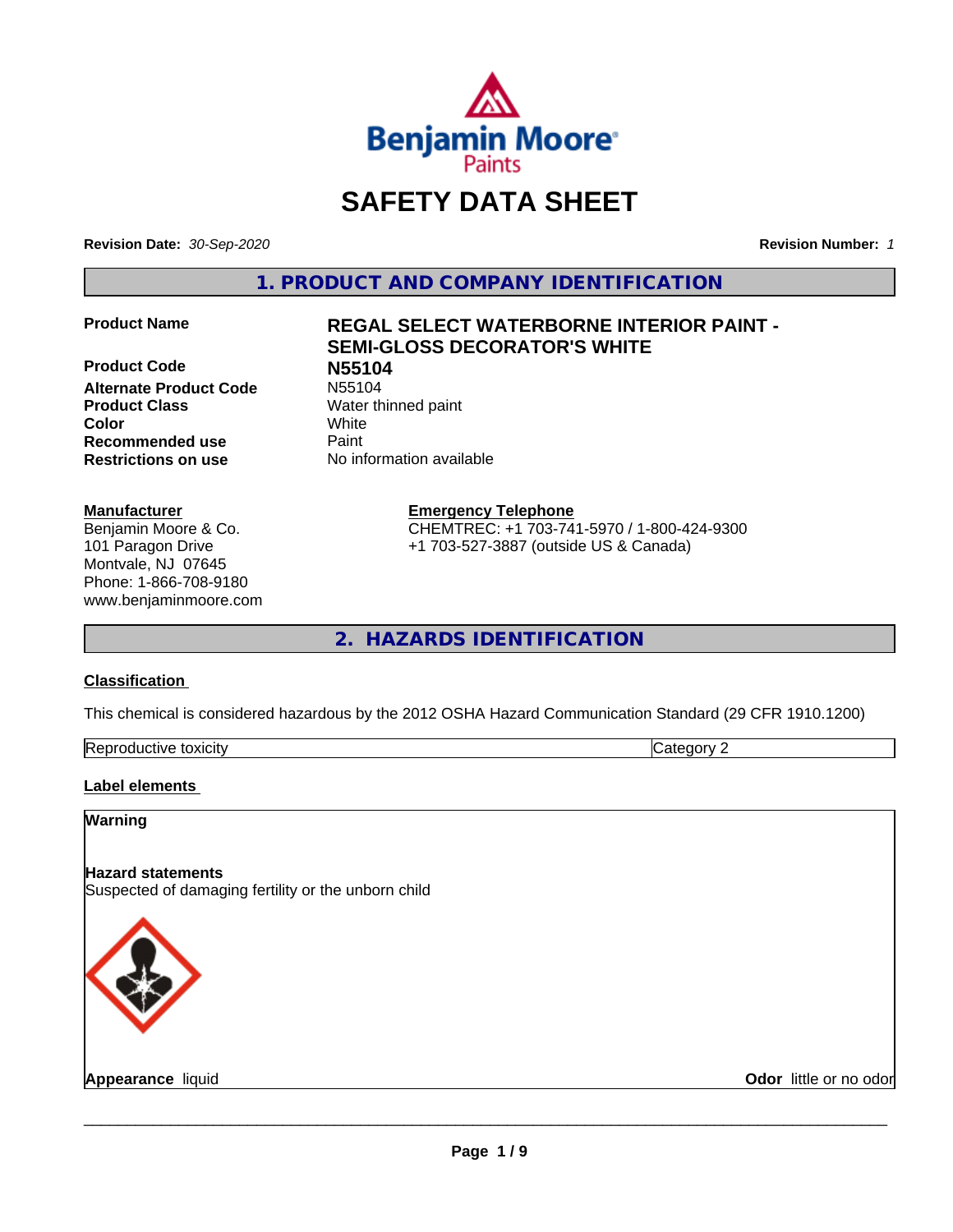# SAFETY DATA SHEET

**Revision Date:** *30-Sep-2020* **Revision Number:** *1*

## 1. PRODUCT AND COMPANY IDENTIFICATION

| | |
|---|---|
| **Product Name** | **REGAL SELECT WATERBORNE INTERIOR PAINT - SEMI-GLOSS DECORATOR'S WHITE** |
| **Product Code** | **N55104** |
| **Alternate Product Code** | N55104 |
| **Product Class** | Water thinned paint |
| **Color** | White |
| **Recommended use** | Paint |
| **Restrictions on use** | No information available |

**Manufacturer**
Benjamin Moore & Co.
101 Paragon Drive
Montvale, NJ 07645
Phone: 1-866-708-9180
www.benjaminmoore.com

**Emergency Telephone**
CHEMTREC: +1 703-741-5970 / 1-800-424-9300
+1 703-527-3887 (outside US & Canada)

## 2. HAZARDS IDENTIFICATION

**Classification**

This chemical is considered hazardous by the 2012 OSHA Hazard Communication Standard (29 CFR 1910.1200)

| | |
|---|---|
| Reproductive toxicity | Category 2 |

**Label elements**

**Warning**

**Hazard statements**
Suspected of damaging fertility or the unborn child

**Appearance** liquid **Odor** little or no odor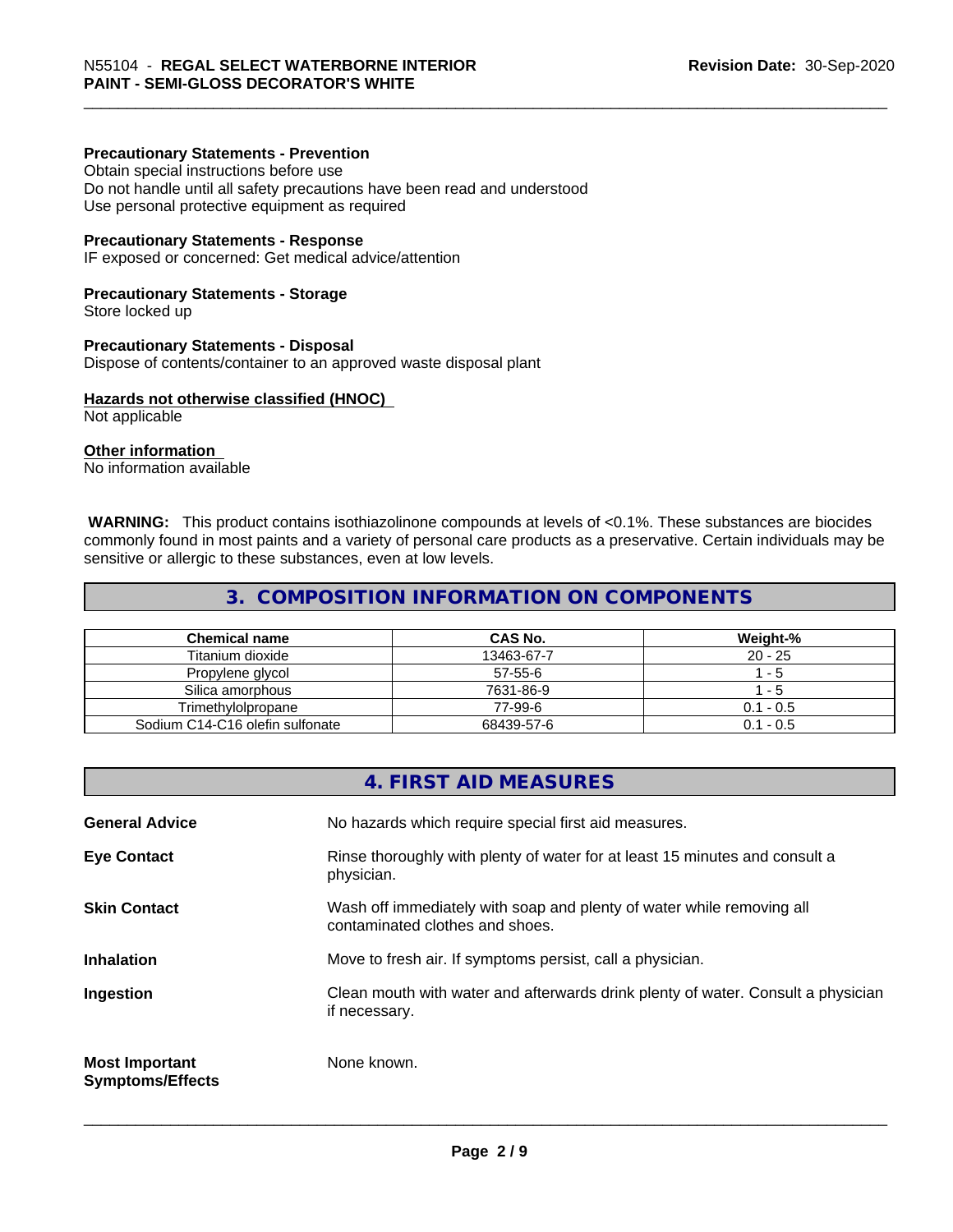**Precautionary Statements - Prevention**
Obtain special instructions before use
Do not handle until all safety precautions have been read and understood
Use personal protective equipment as required

**Precautionary Statements - Response**
IF exposed or concerned: Get medical advice/attention

**Precautionary Statements - Storage**
Store locked up

**Precautionary Statements - Disposal**
Dispose of contents/container to an approved waste disposal plant

**Hazards not otherwise classified (HNOC)**
Not applicable

**Other information**
No information available

**WARNING:** This product contains isothiazolinone compounds at levels of <0.1%. These substances are biocides commonly found in most paints and a variety of personal care products as a preservative. Certain individuals may be sensitive or allergic to these substances, even at low levels.

## 3. COMPOSITION INFORMATION ON COMPONENTS

| Chemical name | CAS No. | Weight-% |
|---|---|---|
| Titanium dioxide | 13463-67-7 | 20 - 25 |
| Propylene glycol | 57-55-6 | 1 - 5 |
| Silica amorphous | 7631-86-9 | 1 - 5 |
| Trimethylolpropane | 77-99-6 | 0.1 - 0.5 |
| Sodium C14-C16 olefin sulfonate | 68439-57-6 | 0.1 - 0.5 |

## 4. FIRST AID MEASURES

**General Advice** No hazards which require special first aid measures.

**Eye Contact** Rinse thoroughly with plenty of water for at least 15 minutes and consult a physician.

**Skin Contact** Wash off immediately with soap and plenty of water while removing all contaminated clothes and shoes.

**Inhalation** Move to fresh air. If symptoms persist, call a physician.

**Ingestion** Clean mouth with water and afterwards drink plenty of water. Consult a physician if necessary.

**Most Important Symptoms/Effects** None known.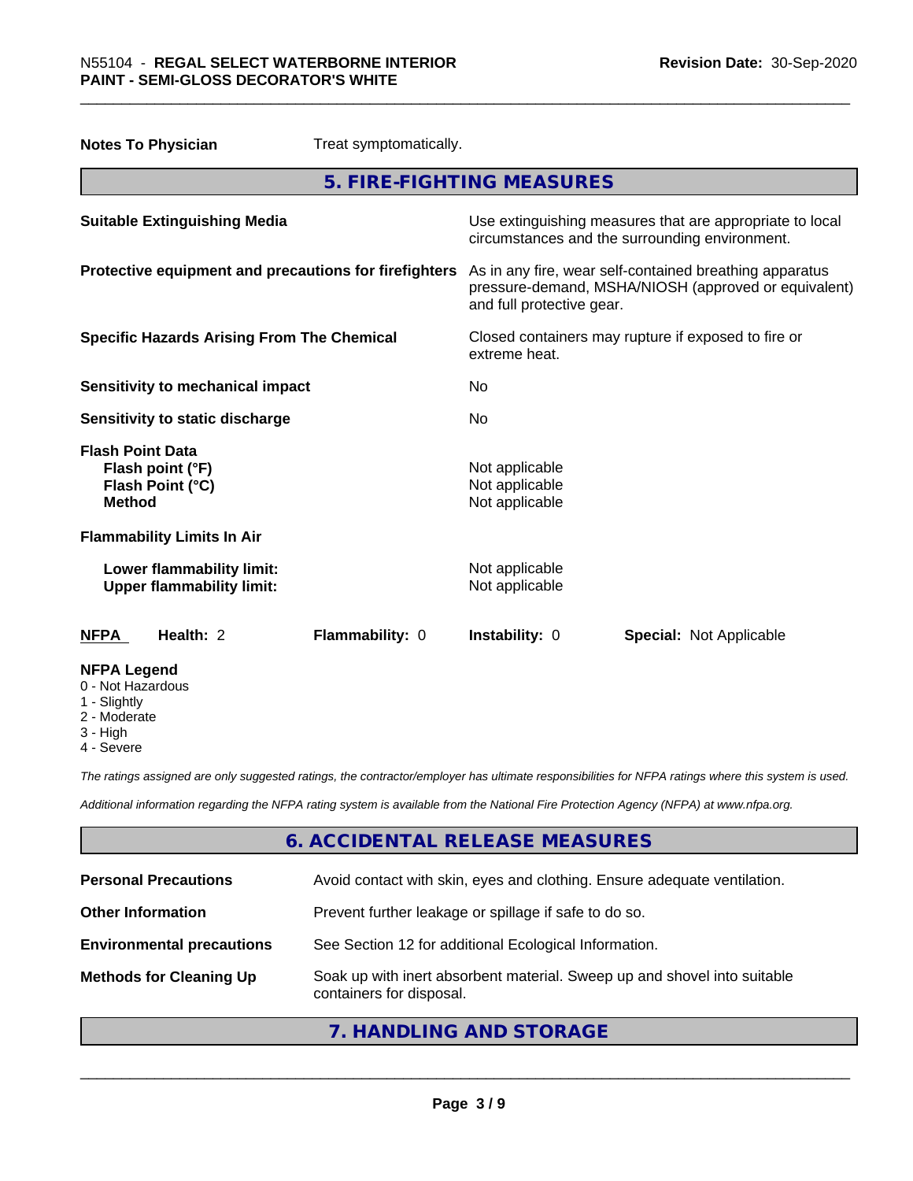**Notes To Physician** Treat symptomatically.

## 5. FIRE-FIGHTING MEASURES

| | |
|---|---|
| **Suitable Extinguishing Media** | Use extinguishing measures that are appropriate to local circumstances and the surrounding environment. |
| **Protective equipment and precautions for firefighters** | As in any fire, wear self-contained breathing apparatus pressure-demand, MSHA/NIOSH (approved or equivalent) and full protective gear. |
| **Specific Hazards Arising From The Chemical** | Closed containers may rupture if exposed to fire or extreme heat. |
| **Sensitivity to mechanical impact** | No |
| **Sensitivity to static discharge** | No |

**Flash Point Data**

| | |
|---|---|
| **Flash point (°F)** | Not applicable |
| **Flash Point (°C)** | Not applicable |
| **Method** | Not applicable |

**Flammability Limits In Air**

| | |
|---|---|
| **Lower flammability limit:** | Not applicable |
| **Upper flammability limit:** | Not applicable |

| **NFPA** | **Health:** 2 | **Flammability:** 0 | **Instability:** 0 | **Special:** Not Applicable |
|---|---|---|---|---|

**NFPA Legend**
- 0 - Not Hazardous
- 1 - Slightly
- 2 - Moderate
- 3 - High
- 4 - Severe

*The ratings assigned are only suggested ratings, the contractor/employer has ultimate responsibilities for NFPA ratings where this system is used.*

*Additional information regarding the NFPA rating system is available from the National Fire Protection Agency (NFPA) at www.nfpa.org.*

## 6. ACCIDENTAL RELEASE MEASURES

| | |
|---|---|
| **Personal Precautions** | Avoid contact with skin, eyes and clothing. Ensure adequate ventilation. |
| **Other Information** | Prevent further leakage or spillage if safe to do so. |
| **Environmental precautions** | See Section 12 for additional Ecological Information. |
| **Methods for Cleaning Up** | Soak up with inert absorbent material. Sweep up and shovel into suitable containers for disposal. |

## 7. HANDLING AND STORAGE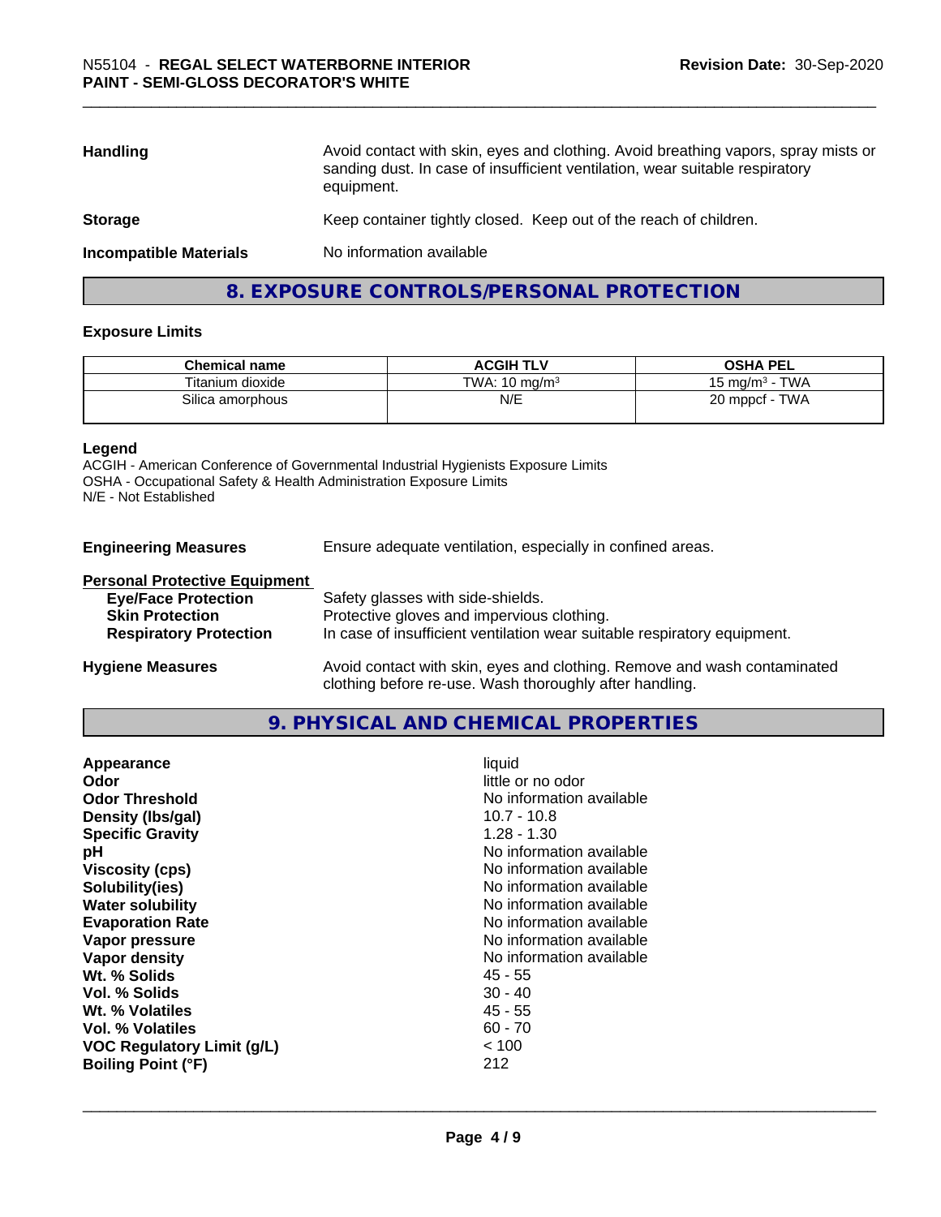| | |
|---|---|
| **Handling** | Avoid contact with skin, eyes and clothing. Avoid breathing vapors, spray mists or sanding dust. In case of insufficient ventilation, wear suitable respiratory equipment. |
| **Storage** | Keep container tightly closed. Keep out of the reach of children. |
| **Incompatible Materials** | No information available |

## 8. EXPOSURE CONTROLS/PERSONAL PROTECTION

### Exposure Limits

| Chemical name | ACGIH TLV | OSHA PEL |
|---|---|---|
| Titanium dioxide | TWA: 10 mg/m$^3$ | 15 mg/m$^3$ - TWA |
| Silica amorphous | N/E | 20 mppcf - TWA |

**Legend**

ACGIH - American Conference of Governmental Industrial Hygienists Exposure Limits
OSHA - Occupational Safety & Health Administration Exposure Limits
N/E - Not Established

**Engineering Measures** Ensure adequate ventilation, especially in confined areas.

**Personal Protective Equipment**

| | |
|---|---|
| **Eye/Face Protection** | Safety glasses with side-shields. |
| **Skin Protection** | Protective gloves and impervious clothing. |
| **Respiratory Protection** | In case of insufficient ventilation wear suitable respiratory equipment. |

**Hygiene Measures** Avoid contact with skin, eyes and clothing. Remove and wash contaminated clothing before re-use. Wash thoroughly after handling.

## 9. PHYSICAL AND CHEMICAL PROPERTIES

| | |
|---|---|
| **Appearance** | liquid |
| **Odor** | little or no odor |
| **Odor Threshold** | No information available |
| **Density (lbs/gal)** | 10.7 - 10.8 |
| **Specific Gravity** | 1.28 - 1.30 |
| **pH** | No information available |
| **Viscosity (cps)** | No information available |
| **Solubility(ies)** | No information available |
| **Water solubility** | No information available |
| **Evaporation Rate** | No information available |
| **Vapor pressure** | No information available |
| **Vapor density** | No information available |
| **Wt. % Solids** | 45 - 55 |
| **Vol. % Solids** | 30 - 40 |
| **Wt. % Volatiles** | 45 - 55 |
| **Vol. % Volatiles** | 60 - 70 |
| **VOC Regulatory Limit (g/L)** | < 100 |
| **Boiling Point (°F)** | 212 |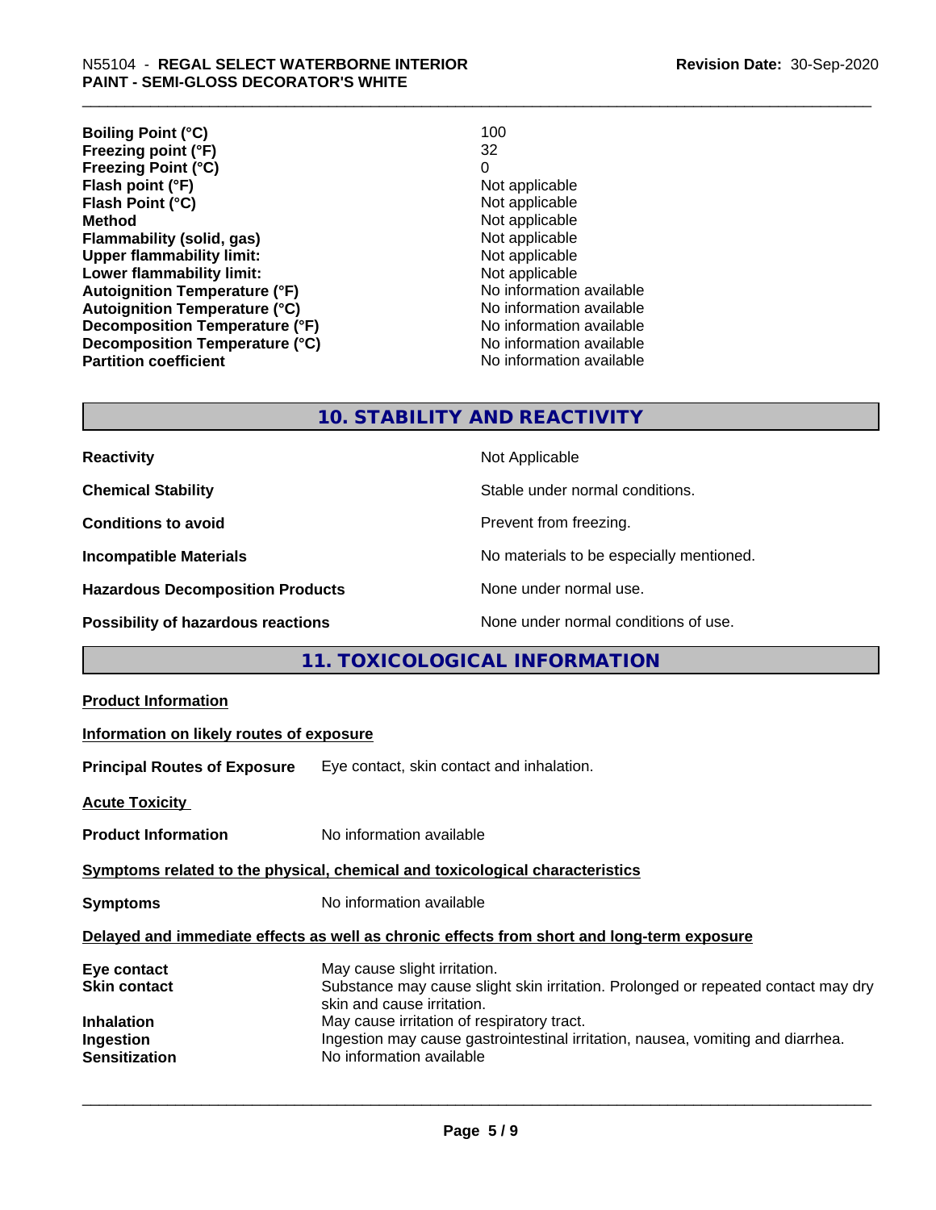| | |
|---|---|
| **Boiling Point (°C)** | 100 |
| **Freezing point (°F)** | 32 |
| **Freezing Point (°C)** | 0 |
| **Flash point (°F)** | Not applicable |
| **Flash Point (°C)** | Not applicable |
| **Method** | Not applicable |
| **Flammability (solid, gas)** | Not applicable |
| **Upper flammability limit:** | Not applicable |
| **Lower flammability limit:** | Not applicable |
| **Autoignition Temperature (°F)** | No information available |
| **Autoignition Temperature (°C)** | No information available |
| **Decomposition Temperature (°F)** | No information available |
| **Decomposition Temperature (°C)** | No information available |
| **Partition coefficient** | No information available |

## 10. STABILITY AND REACTIVITY

| | |
|---|---|
| **Reactivity** | Not Applicable |
| **Chemical Stability** | Stable under normal conditions. |
| **Conditions to avoid** | Prevent from freezing. |
| **Incompatible Materials** | No materials to be especially mentioned. |
| **Hazardous Decomposition Products** | None under normal use. |
| **Possibility of hazardous reactions** | None under normal conditions of use. |

## 11. TOXICOLOGICAL INFORMATION

**Product Information**

**Information on likely routes of exposure**

**Principal Routes of Exposure** Eye contact, skin contact and inhalation.

**Acute Toxicity**

**Product Information** No information available

**Symptoms related to the physical, chemical and toxicological characteristics**

**Symptoms** No information available

**Delayed and immediate effects as well as chronic effects from short and long-term exposure**

| | |
|---|---|
| **Eye contact** | May cause slight irritation. |
| **Skin contact** | Substance may cause slight skin irritation. Prolonged or repeated contact may dry skin and cause irritation. |
| **Inhalation** | May cause irritation of respiratory tract. |
| **Ingestion** | Ingestion may cause gastrointestinal irritation, nausea, vomiting and diarrhea. |
| **Sensitization** | No information available |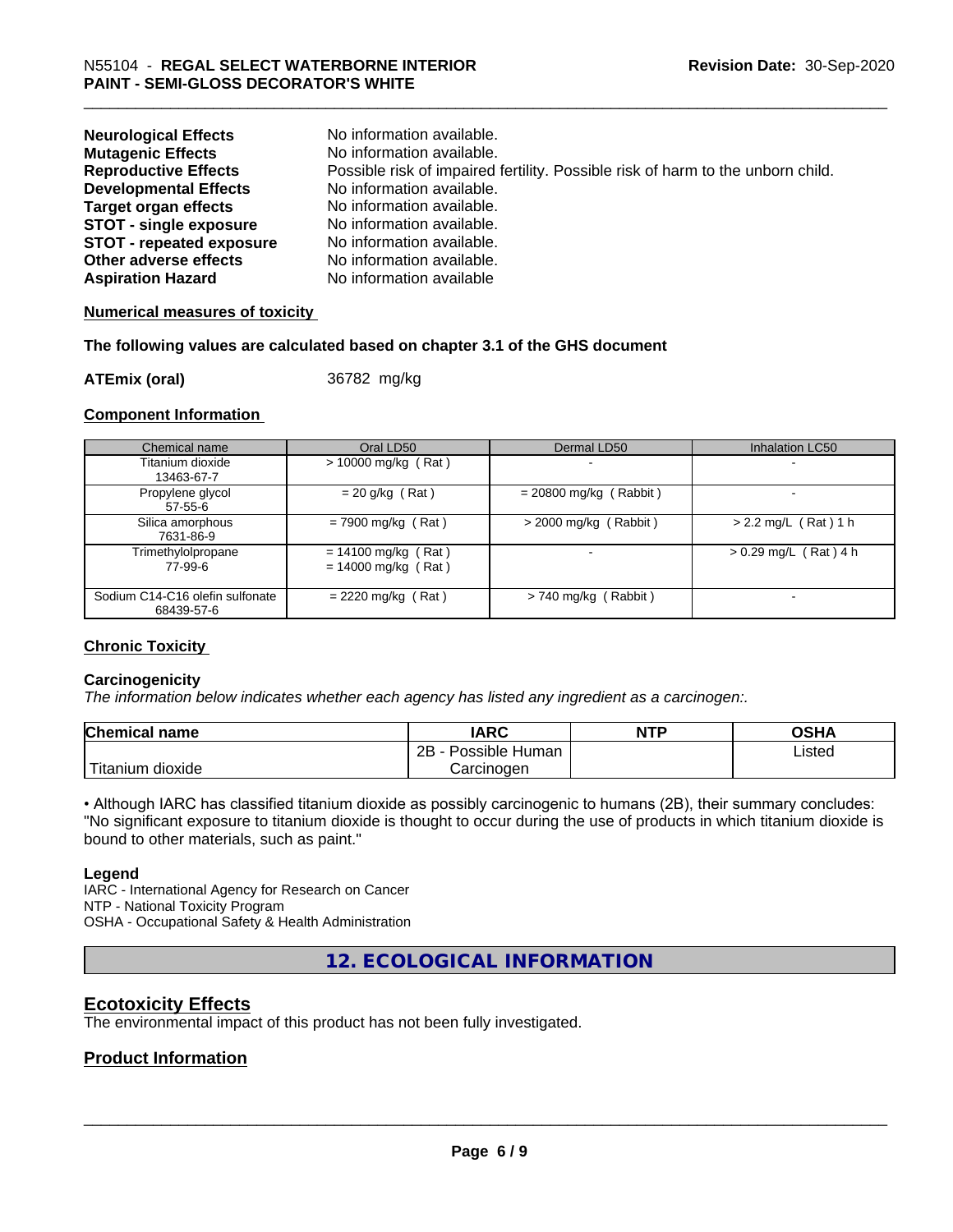| | |
|---|---|
| **Neurological Effects** | No information available. |
| **Mutagenic Effects** | No information available. |
| **Reproductive Effects** | Possible risk of impaired fertility. Possible risk of harm to the unborn child. |
| **Developmental Effects** | No information available. |
| **Target organ effects** | No information available. |
| **STOT - single exposure** | No information available. |
| **STOT - repeated exposure** | No information available. |
| **Other adverse effects** | No information available. |
| **Aspiration Hazard** | No information available |

**Numerical measures of toxicity**

**The following values are calculated based on chapter 3.1 of the GHS document**

**ATEmix (oral)** 36782 mg/kg

**Component Information**

| Chemical name | Oral LD50 | Dermal LD50 | Inhalation LC50 |
|---|---|---|---|
| Titanium dioxide<br>13463-67-7 | > 10000 mg/kg ( Rat ) | - | - |
| Propylene glycol<br>57-55-6 | = 20 g/kg ( Rat ) | = 20800 mg/kg ( Rabbit ) | - |
| Silica amorphous<br>7631-86-9 | = 7900 mg/kg ( Rat ) | > 2000 mg/kg ( Rabbit ) | > 2.2 mg/L ( Rat ) 1 h |
| Trimethylolpropane<br>77-99-6 | = 14100 mg/kg ( Rat )<br>= 14000 mg/kg ( Rat ) | - | > 0.29 mg/L ( Rat ) 4 h |
| Sodium C14-C16 olefin sulfonate<br>68439-57-6 | = 2220 mg/kg ( Rat ) | > 740 mg/kg ( Rabbit ) | - |

**Chronic Toxicity**

**Carcinogenicity**

*The information below indicates whether each agency has listed any ingredient as a carcinogen:.*

| Chemical name | IARC | NTP | OSHA |
|---|---|---|---|
| Titanium dioxide | 2B - Possible Human Carcinogen | | Listed |

• Although IARC has classified titanium dioxide as possibly carcinogenic to humans (2B), their summary concludes: "No significant exposure to titanium dioxide is thought to occur during the use of products in which titanium dioxide is bound to other materials, such as paint."

**Legend**

IARC - International Agency for Research on Cancer
NTP - National Toxicity Program
OSHA - Occupational Safety & Health Administration

## 12. ECOLOGICAL INFORMATION

## Ecotoxicity Effects

The environmental impact of this product has not been fully investigated.

## Product Information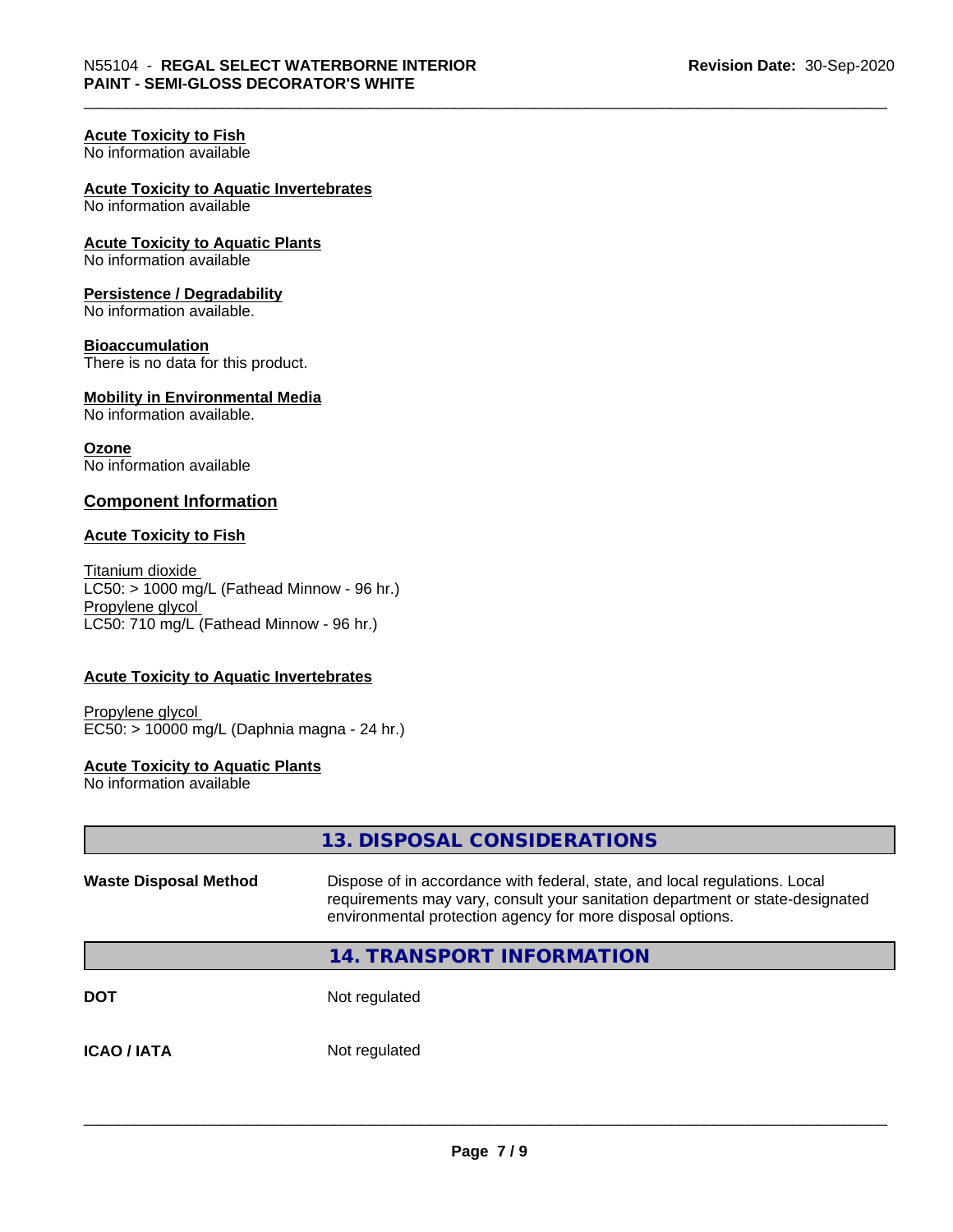**Acute Toxicity to Fish**
No information available

**Acute Toxicity to Aquatic Invertebrates**
No information available

**Acute Toxicity to Aquatic Plants**
No information available

**Persistence / Degradability**
No information available.

**Bioaccumulation**
There is no data for this product.

**Mobility in Environmental Media**
No information available.

**Ozone**
No information available

## Component Information

**Acute Toxicity to Fish**

Titanium dioxide
LC50: > 1000 mg/L (Fathead Minnow - 96 hr.)
Propylene glycol
LC50: 710 mg/L (Fathead Minnow - 96 hr.)

**Acute Toxicity to Aquatic Invertebrates**

Propylene glycol
EC50: > 10000 mg/L (Daphnia magna - 24 hr.)

**Acute Toxicity to Aquatic Plants**
No information available

## 13. DISPOSAL CONSIDERATIONS

**Waste Disposal Method** — Dispose of in accordance with federal, state, and local regulations. Local requirements may vary, consult your sanitation department or state-designated environmental protection agency for more disposal options.

## 14. TRANSPORT INFORMATION

**DOT** — Not regulated

**ICAO / IATA** — Not regulated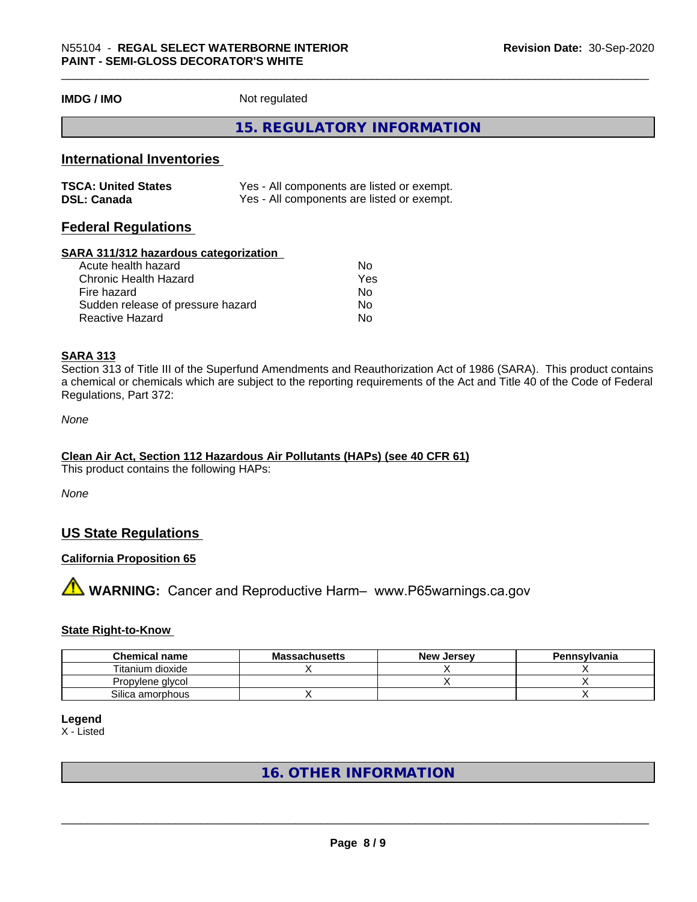**IMDG / IMO** Not regulated

# 15. REGULATORY INFORMATION

## International Inventories

**TSCA: United States** Yes - All components are listed or exempt.
**DSL: Canada** Yes - All components are listed or exempt.

## Federal Regulations

### SARA 311/312 hazardous categorization

| | |
|---|---|
| Acute health hazard | No |
| Chronic Health Hazard | Yes |
| Fire hazard | No |
| Sudden release of pressure hazard | No |
| Reactive Hazard | No |

### SARA 313

Section 313 of Title III of the Superfund Amendments and Reauthorization Act of 1986 (SARA). This product contains a chemical or chemicals which are subject to the reporting requirements of the Act and Title 40 of the Code of Federal Regulations, Part 372:

*None*

### Clean Air Act, Section 112 Hazardous Air Pollutants (HAPs) (see 40 CFR 61)

This product contains the following HAPs:

*None*

## US State Regulations

### California Proposition 65

⚠ **WARNING:** Cancer and Reproductive Harm– www.P65warnings.ca.gov

### State Right-to-Know

| Chemical name | Massachusetts | New Jersey | Pennsylvania |
|---|---|---|---|
| Titanium dioxide | X | X | X |
| Propylene glycol | | X | X |
| Silica amorphous | X | | X |

**Legend**
X - Listed

# 16. OTHER INFORMATION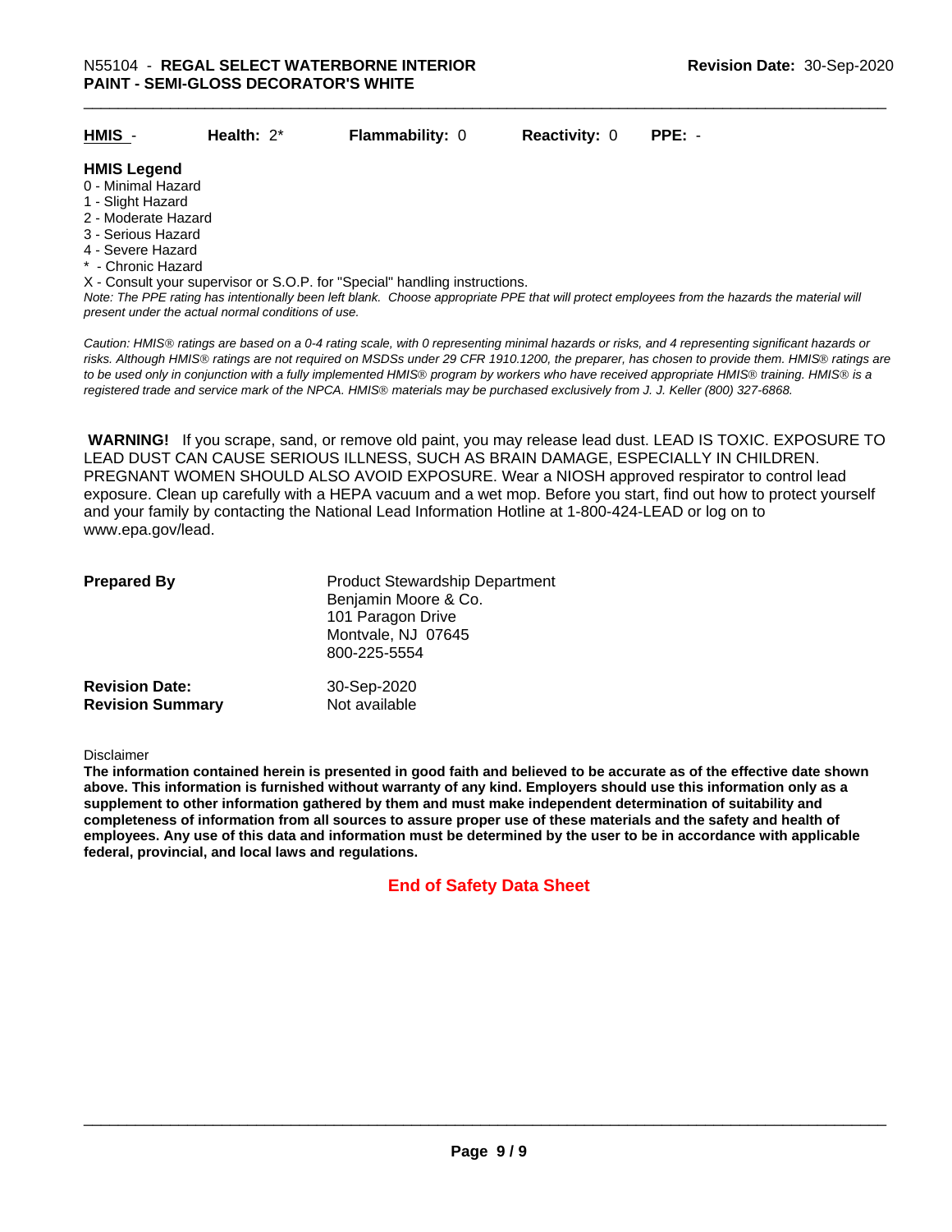| HMIS - | Health: 2* | Flammability: 0 | Reactivity: 0 | PPE: - |
|---|---|---|---|---|

**HMIS Legend**
0 - Minimal Hazard
1 - Slight Hazard
2 - Moderate Hazard
3 - Serious Hazard
4 - Severe Hazard
* - Chronic Hazard
X - Consult your supervisor or S.O.P. for "Special" handling instructions.

*Note: The PPE rating has intentionally been left blank. Choose appropriate PPE that will protect employees from the hazards the material will present under the actual normal conditions of use.*

*Caution: HMIS® ratings are based on a 0-4 rating scale, with 0 representing minimal hazards or risks, and 4 representing significant hazards or risks. Although HMIS® ratings are not required on MSDSs under 29 CFR 1910.1200, the preparer, has chosen to provide them. HMIS® ratings are to be used only in conjunction with a fully implemented HMIS® program by workers who have received appropriate HMIS® training. HMIS® is a registered trade and service mark of the NPCA. HMIS® materials may be purchased exclusively from J. J. Keller (800) 327-6868.*

**WARNING!** If you scrape, sand, or remove old paint, you may release lead dust. LEAD IS TOXIC. EXPOSURE TO LEAD DUST CAN CAUSE SERIOUS ILLNESS, SUCH AS BRAIN DAMAGE, ESPECIALLY IN CHILDREN. PREGNANT WOMEN SHOULD ALSO AVOID EXPOSURE. Wear a NIOSH approved respirator to control lead exposure. Clean up carefully with a HEPA vacuum and a wet mop. Before you start, find out how to protect yourself and your family by contacting the National Lead Information Hotline at 1-800-424-LEAD or log on to www.epa.gov/lead.

**Prepared By**
Product Stewardship Department
Benjamin Moore & Co.
101 Paragon Drive
Montvale, NJ 07645
800-225-5554

**Revision Date:** 30-Sep-2020
**Revision Summary** Not available

Disclaimer

**The information contained herein is presented in good faith and believed to be accurate as of the effective date shown above. This information is furnished without warranty of any kind. Employers should use this information only as a supplement to other information gathered by them and must make independent determination of suitability and completeness of information from all sources to assure proper use of these materials and the safety and health of employees. Any use of this data and information must be determined by the user to be in accordance with applicable federal, provincial, and local laws and regulations.**

**End of Safety Data Sheet**